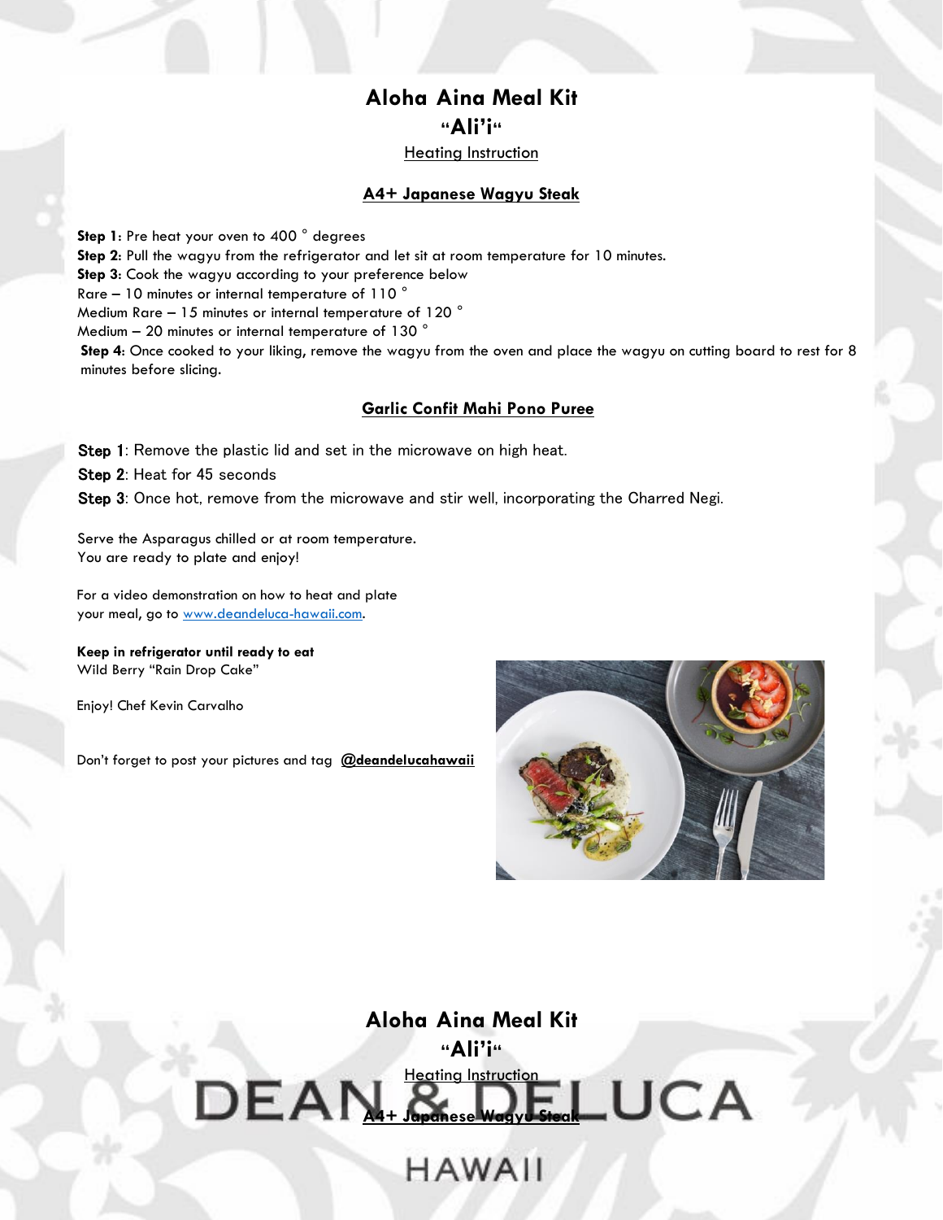# Aloha Aina Meal Kit

## "Ali'i"

Heating Instruction

### A4+ Japanese Wagyu Steak

**Step 1:** Pre heat your oven to 400 ° degrees
**Step 2:** Pull the wagyu from the refrigerator and let sit at room temperature for 10 minutes.
**Step 3:** Cook the wagyu according to your preference below
Rare – 10 minutes or internal temperature of 110 °
Medium Rare – 15 minutes or internal temperature of 120 °
Medium – 20 minutes or internal temperature of 130 °
**Step 4:** Once cooked to your liking, remove the wagyu from the oven and place the wagyu on cutting board to rest for 8 minutes before slicing.

### Garlic Confit Mahi Pono Puree

**Step 1**: Remove the plastic lid and set in the microwave on high heat.

**Step 2**: Heat for 45 seconds

**Step 3**: Once hot, remove from the microwave and stir well, incorporating the Charred Negi.

Serve the Asparagus chilled or at room temperature.
You are ready to plate and enjoy!

For a video demonstration on how to heat and plate your meal, go to www.deandeluca-hawaii.com.

**Keep in refrigerator until ready to eat**
Wild Berry "Rain Drop Cake"

Enjoy! Chef Kevin Carvalho

Don't forget to post your pictures and tag **@deandelucahawaii**

# Aloha Aina Meal Kit

## "Ali'i"

Heating Instruction

### A4+ Japanese Wagyu Steak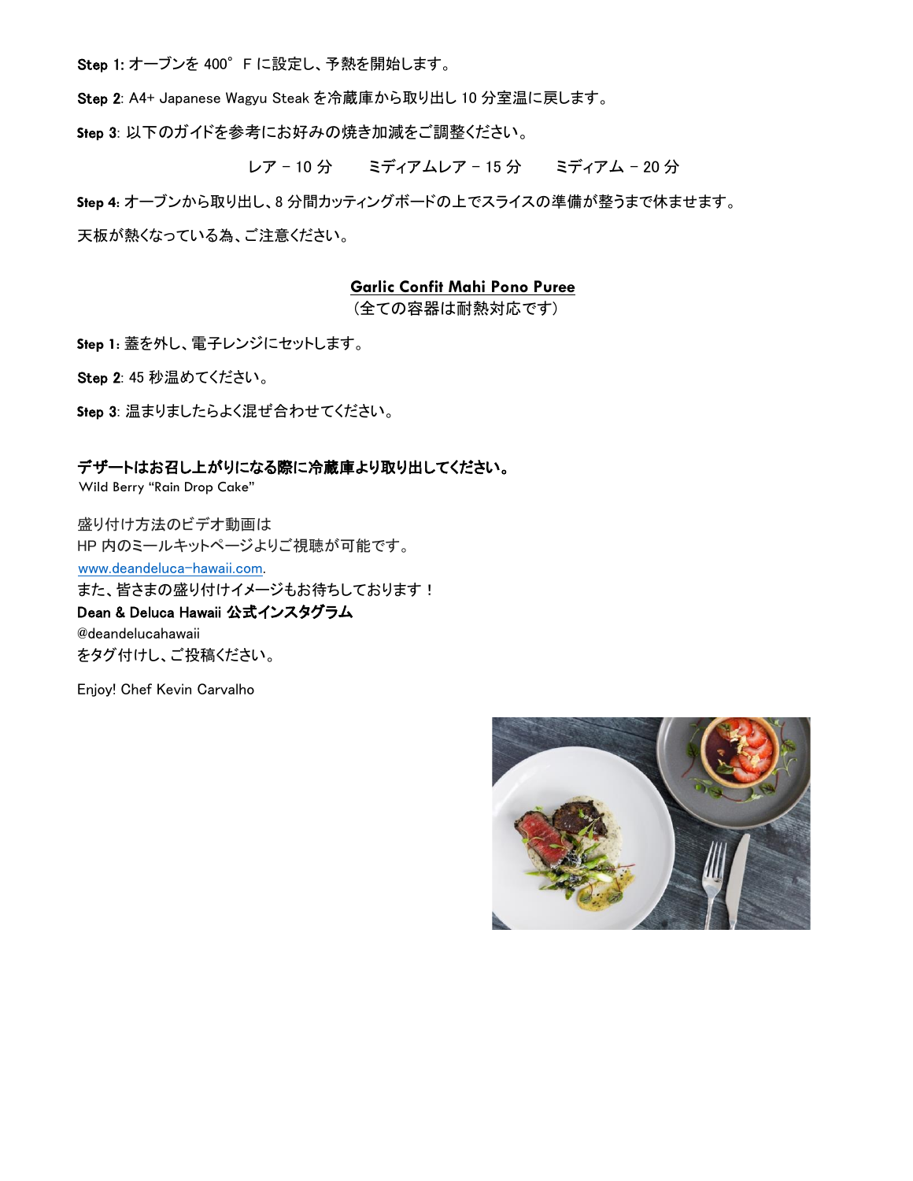**Step 1:** オーブンを 400° F に設定し、予熱を開始します。

**Step 2**: A4+ Japanese Wagyu Steak を冷蔵庫から取り出し 10 分室温に戻します。

**Step 3**: 以下のガイドを参考にお好みの焼き加減をご調整ください。

レア – 10 分　　ミディアムレア – 15 分　　ミディアム – 20 分

**Step 4:** オーブンから取り出し、8 分間カッティングボードの上でスライスの準備が整うまで休ませます。

天板が熱くなっている為、ご注意ください。

## Garlic Confit Mahi Pono Puree

（全ての容器は耐熱対応です）

**Step 1:** 蓋を外し、電子レンジにセットします。

**Step 2**: 45 秒温めてください。

**Step 3**: 温まりましたらよく混ぜ合わせてください。

**デザートはお召し上がりになる際に冷蔵庫より取り出してください。**

Wild Berry “Rain Drop Cake”

盛り付け方法のビデオ動画は
HP 内のミールキットページよりご視聴が可能です。
www.deandeluca-hawaii.com.
また、皆さまの盛り付けイメージもお待ちしております！
**Dean & Deluca Hawaii 公式インスタグラム**
@deandelucahawaii
をタグ付けし、ご投稿ください。

Enjoy! Chef Kevin Carvalho